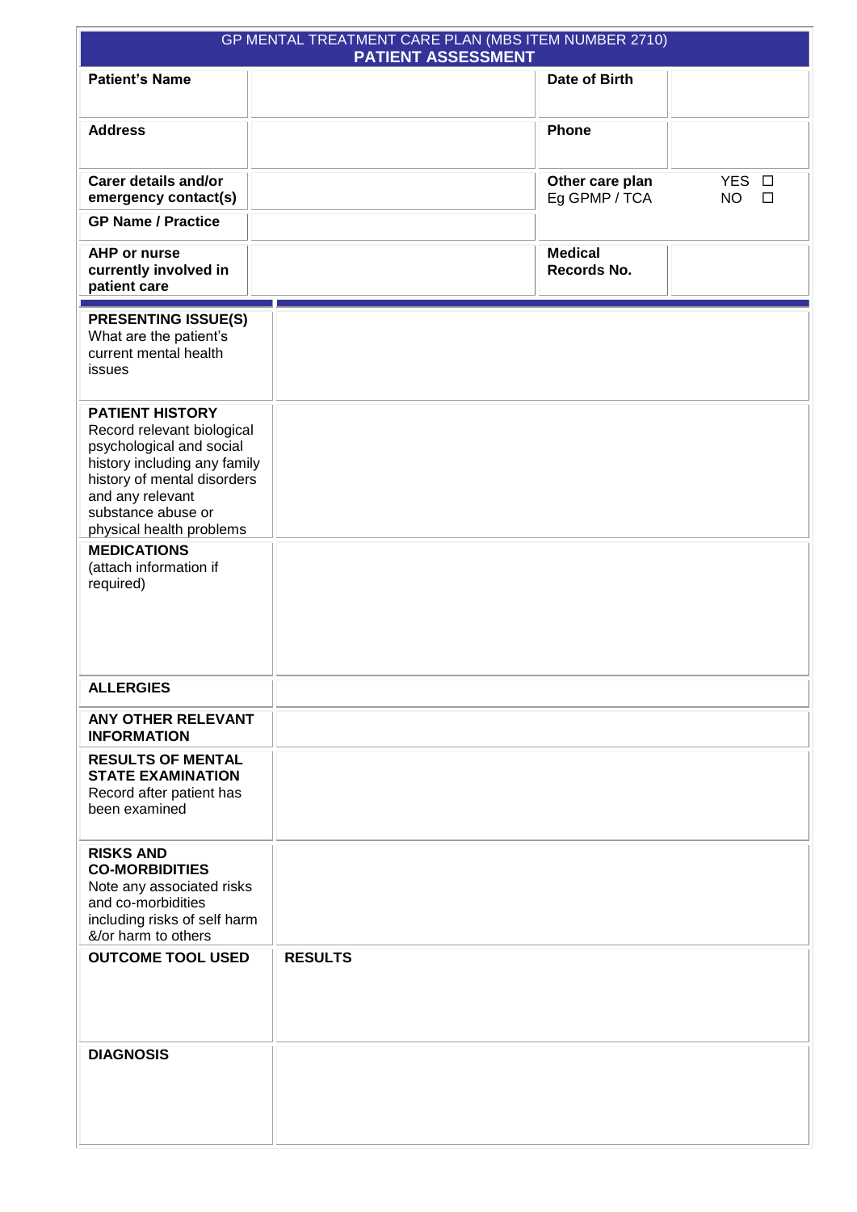# GP MENTAL TREATMENT CARE PLAN (MBS ITEM NUMBER 2710)
## PATIENT ASSESSMENT

| | | | |
|---|---|---|---|
| **Patient's Name** | | **Date of Birth** | |
| **Address** | | **Phone** | |
| **Carer details and/or emergency contact(s)** | | **Other care plan** Eg GPMP / TCA | YES ☐ NO ☐ |
| **GP Name / Practice** | | | |
| **AHP or nurse currently involved in patient care** | | **Medical Records No.** | |

| | |
|---|---|
| **PRESENTING ISSUE(S)** What are the patient's current mental health issues | |
| **PATIENT HISTORY** Record relevant biological psychological and social history including any family history of mental disorders and any relevant substance abuse or physical health problems | |
| **MEDICATIONS** (attach information if required) | |
| **ALLERGIES** | |
| **ANY OTHER RELEVANT INFORMATION** | |
| **RESULTS OF MENTAL STATE EXAMINATION** Record after patient has been examined | |
| **RISKS AND CO-MORBIDITIES** Note any associated risks and co-morbidities including risks of self harm &/or harm to others | |
| **OUTCOME TOOL USED** | **RESULTS** |
| **DIAGNOSIS** | |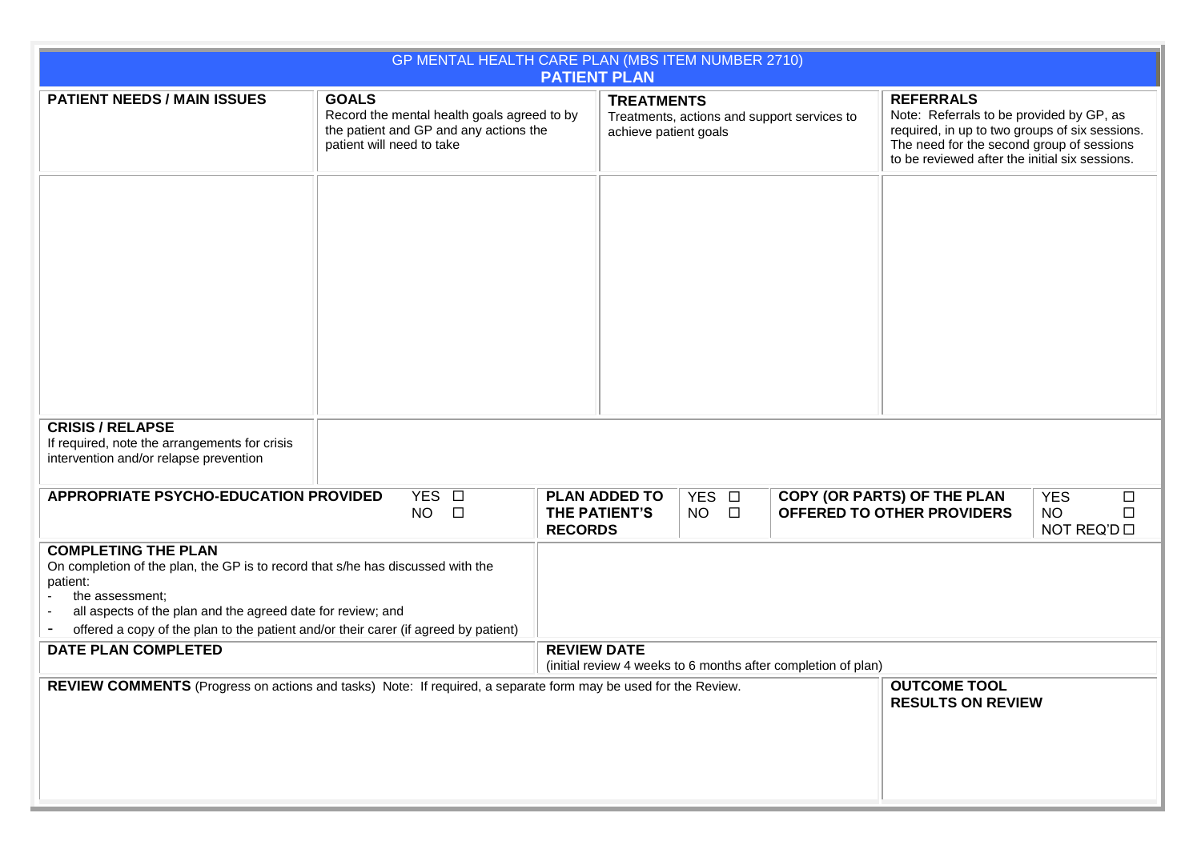GP MENTAL HEALTH CARE PLAN (MBS ITEM NUMBER 2710)

**PATIENT PLAN**

| **PATIENT NEEDS / MAIN ISSUES** | **GOALS** Record the mental health goals agreed to by the patient and GP and any actions the patient will need to take | **TREATMENTS** Treatments, actions and support services to achieve patient goals | **REFERRALS** Note: Referrals to be provided by GP, as required, in up to two groups of six sessions. The need for the second group of sessions to be reviewed after the initial six sessions. |
|---|---|---|---|
| | | | |

| | |
|---|---|
| **CRISIS / RELAPSE** If required, note the arrangements for crisis intervention and/or relapse prevention | |

| | | | | | |
|---|---|---|---|---|---|
| **APPROPRIATE PSYCHO-EDUCATION PROVIDED** | YES ☐ NO ☐ | **PLAN ADDED TO THE PATIENT'S RECORDS** | YES ☐ NO ☐ | **COPY (OR PARTS) OF THE PLAN OFFERED TO OTHER PROVIDERS** | YES ☐ NO ☐ NOT REQ'D ☐ |

**COMPLETING THE PLAN**

On completion of the plan, the GP is to record that s/he has discussed with the patient:

- the assessment;
- all aspects of the plan and the agreed date for review; and
- offered a copy of the plan to the patient and/or their carer (if agreed by patient)

| | |
|---|---|
| **DATE PLAN COMPLETED** | **REVIEW DATE** (initial review 4 weeks to 6 months after completion of plan) |

| | |
|---|---|
| **REVIEW COMMENTS** (Progress on actions and tasks) Note: If required, a separate form may be used for the Review. | **OUTCOME TOOL RESULTS ON REVIEW** |